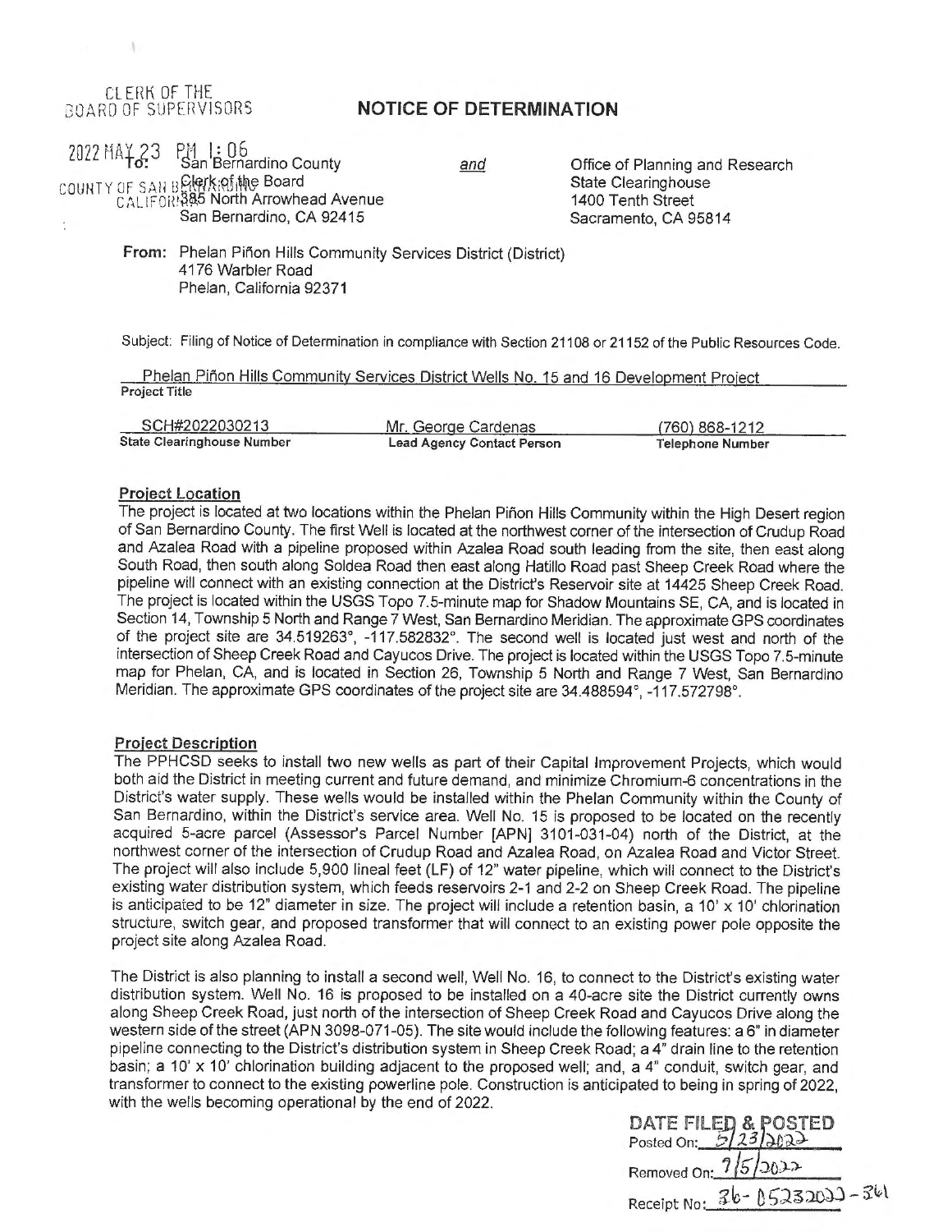CLERK OF THE
BOARD OF SUPERVISORS

# NOTICE OF DETERMINATION

2022 MAY 23 PM 1:06

COUNTY OF SAN BERNARDINO
CALIFORNIA

**To:** San Bernardino County
Clerk of the Board
385 North Arrowhead Avenue
San Bernardino, CA 92415

*and*

Office of Planning and Research
State Clearinghouse
1400 Tenth Street
Sacramento, CA 95814

**From:** Phelan Piñon Hills Community Services District (District)
4176 Warbler Road
Phelan, California 92371

Subject: Filing of Notice of Determination in compliance with Section 21108 or 21152 of the Public Resources Code.

Phelan Piñon Hills Community Services District Wells No. 15 and 16 Development Project
**Project Title**

| SCH#2022030213 | Mr. George Cardenas | (760) 868-1212 |
|---|---|---|
| **State Clearinghouse Number** | **Lead Agency Contact Person** | **Telephone Number** |

## Project Location

The project is located at two locations within the Phelan Piñon Hills Community within the High Desert region of San Bernardino County. The first Well is located at the northwest corner of the intersection of Crudup Road and Azalea Road with a pipeline proposed within Azalea Road south leading from the site, then east along South Road, then south along Soldea Road then east along Hatillo Road past Sheep Creek Road where the pipeline will connect with an existing connection at the District's Reservoir site at 14425 Sheep Creek Road. The project is located within the USGS Topo 7.5-minute map for Shadow Mountains SE, CA, and is located in Section 14, Township 5 North and Range 7 West, San Bernardino Meridian. The approximate GPS coordinates of the project site are 34.519263°, -117.582832°. The second well is located just west and north of the intersection of Sheep Creek Road and Cayucos Drive. The project is located within the USGS Topo 7.5-minute map for Phelan, CA, and is located in Section 26, Township 5 North and Range 7 West, San Bernardino Meridian. The approximate GPS coordinates of the project site are 34.488594°, -117.572798°.

## Project Description

The PPHCSD seeks to install two new wells as part of their Capital Improvement Projects, which would both aid the District in meeting current and future demand, and minimize Chromium-6 concentrations in the District's water supply. These wells would be installed within the Phelan Community within the County of San Bernardino, within the District's service area. Well No. 15 is proposed to be located on the recently acquired 5-acre parcel (Assessor's Parcel Number [APN] 3101-031-04) north of the District, at the northwest corner of the intersection of Crudup Road and Azalea Road, on Azalea Road and Victor Street. The project will also include 5,900 lineal feet (LF) of 12" water pipeline, which will connect to the District's existing water distribution system, which feeds reservoirs 2-1 and 2-2 on Sheep Creek Road. The pipeline is anticipated to be 12" diameter in size. The project will include a retention basin, a 10' x 10' chlorination structure, switch gear, and proposed transformer that will connect to an existing power pole opposite the project site along Azalea Road.

The District is also planning to install a second well, Well No. 16, to connect to the District's existing water distribution system. Well No. 16 is proposed to be installed on a 40-acre site the District currently owns along Sheep Creek Road, just north of the intersection of Sheep Creek Road and Cayucos Drive along the western side of the street (APN 3098-071-05). The site would include the following features: a 6" in diameter pipeline connecting to the District's distribution system in Sheep Creek Road; a 4" drain line to the retention basin; a 10' x 10' chlorination building adjacent to the proposed well; and, a 4" conduit, switch gear, and transformer to connect to the existing powerline pole. Construction is anticipated to being in spring of 2022, with the wells becoming operational by the end of 2022.

**DATE FILED & POSTED**
Posted On: 5/23/2022
Removed On: 7/5/2022
Receipt No: 36-05232022-361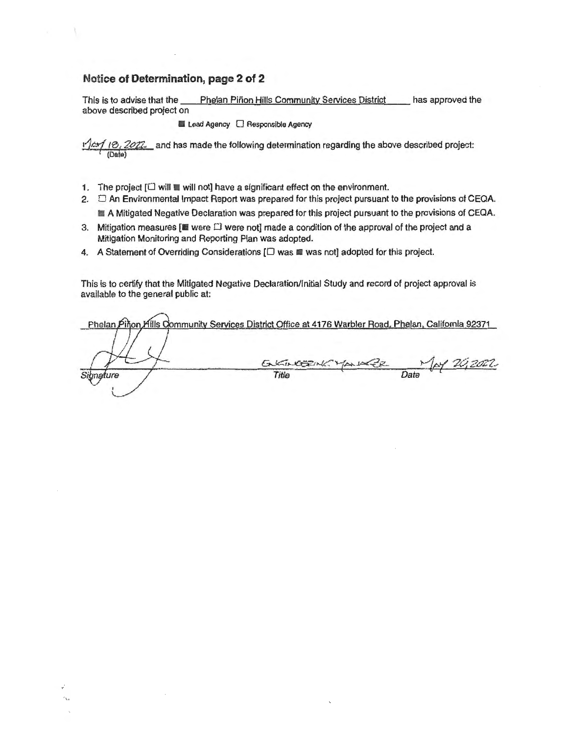## Notice of Determination, page 2 of 2

This is to advise that the Phelan Piñon Hills Community Services District has approved the above described project on

■ Lead Agency ☐ Responsible Agency

May 18, 2022 (Date) and has made the following determination regarding the above described project:

1. The project [☐ will ■ will not] have a significant effect on the environment.
2. ☐ An Environmental Impact Report was prepared for this project pursuant to the provisions of CEQA.
   ■ A Mitigated Negative Declaration was prepared for this project pursuant to the provisions of CEQA.
3. Mitigation measures [■ were ☐ were not] made a condition of the approval of the project and a Mitigation Monitoring and Reporting Plan was adopted.
4. A Statement of Overriding Considerations [☐ was ■ was not] adopted for this project.

This is to certify that the Mitigated Negative Declaration/Initial Study and record of project approval is available to the general public at:

Phelan Piñon Hills Community Services District Office at 4176 Warbler Road, Phelan, California 92371

| Signature | Title | Date |
|---|---|---|
| [signature] | ENGINEERING MANAGER | May 20, 2022 |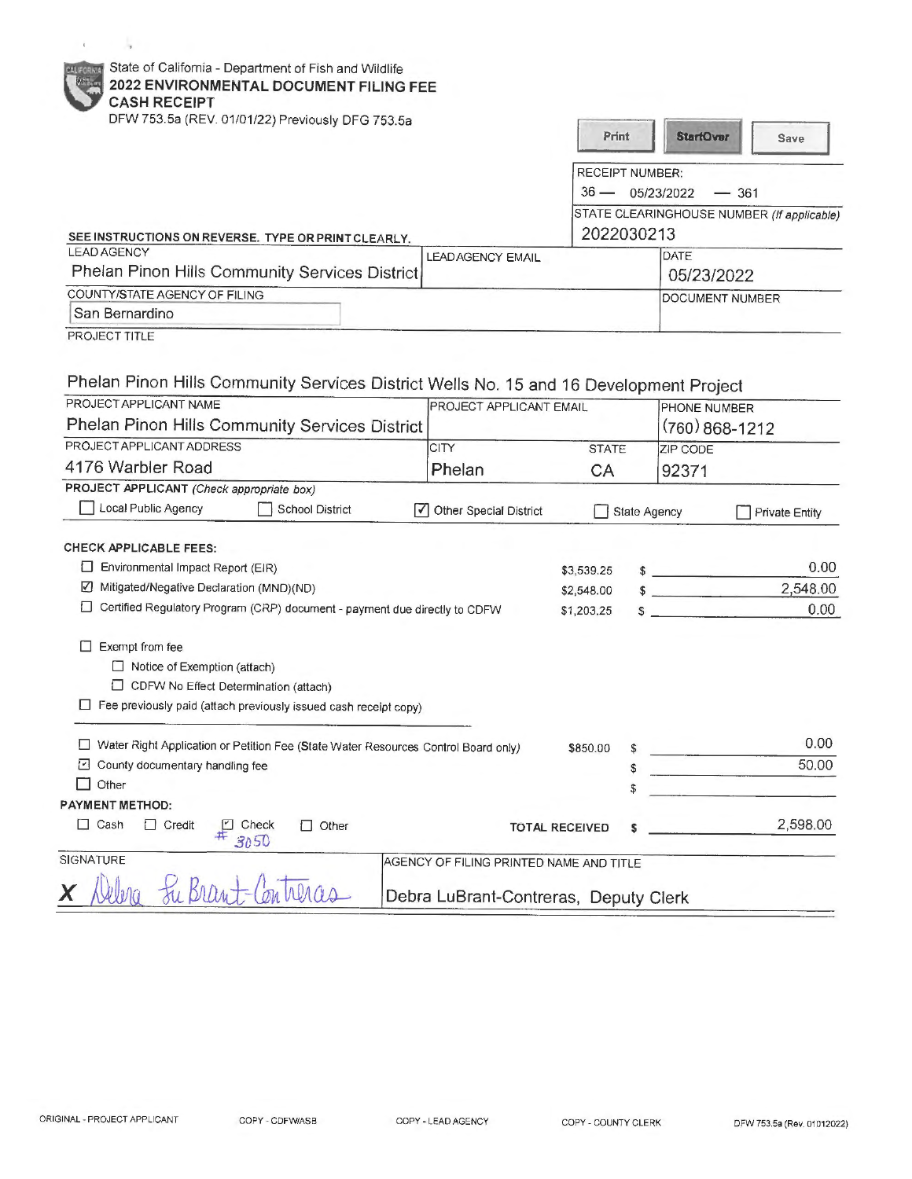State of California - Department of Fish and Wildlife

**2022 ENVIRONMENTAL DOCUMENT FILING FEE**
**CASH RECEIPT**

DFW 753.5a (REV. 01/01/22) Previously DFG 753.5a

Print | StartOver | Save

RECEIPT NUMBER:
36 — 05/23/2022 — 361

STATE CLEARINGHOUSE NUMBER *(If applicable)*
2022030213

**SEE INSTRUCTIONS ON REVERSE. TYPE OR PRINT CLEARLY.**

| | | |
|---|---|---|
| LEAD AGENCY<br>Phelan Pinon Hills Community Services District | LEAD AGENCY EMAIL | DATE<br>05/23/2022 |
| COUNTY/STATE AGENCY OF FILING<br>San Bernardino | | DOCUMENT NUMBER |

PROJECT TITLE
Phelan Pinon Hills Community Services District Wells No. 15 and 16 Development Project

| | | | |
|---|---|---|---|
| PROJECT APPLICANT NAME<br>Phelan Pinon Hills Community Services District | PROJECT APPLICANT EMAIL | | PHONE NUMBER<br>(760) 868-1212 |
| PROJECT APPLICANT ADDRESS<br>4176 Warbler Road | CITY<br>Phelan | STATE<br>CA | ZIP CODE<br>92371 |

**PROJECT APPLICANT** *(Check appropriate box)*

☐ Local Public Agency ☐ School District ☑ Other Special District ☐ State Agency ☐ Private Entity

**CHECK APPLICABLE FEES:**

| | | |
|---|---|---|
| ☐ Environmental Impact Report (EIR) | $3,539.25 | $ 0.00 |
| ☑ Mitigated/Negative Declaration (MND)(ND) | $2,548.00 | $ 2,548.00 |
| ☐ Certified Regulatory Program (CRP) document - payment due directly to CDFW | $1,203.25 | $ 0.00 |

☐ Exempt from fee
- ☐ Notice of Exemption (attach)
- ☐ CDFW No Effect Determination (attach)

☐ Fee previously paid (attach previously issued cash receipt copy)

| | | |
|---|---|---|
| ☐ Water Right Application or Petition Fee (State Water Resources Control Board only) | $850.00 | $ 0.00 |
| ☑ County documentary handling fee | | $ 50.00 |
| ☐ Other | | $ |

**PAYMENT METHOD:**

☐ Cash ☐ Credit ☑ Check #3050 ☐ Other **TOTAL RECEIVED** $ 2,598.00

| | |
|---|---|
| SIGNATURE<br>X Debra LuBrant-Contreras | AGENCY OF FILING PRINTED NAME AND TITLE<br>Debra LuBrant-Contreras, Deputy Clerk |

ORIGINAL - PROJECT APPLICANT COPY - CDFW/ASB COPY - LEAD AGENCY COPY - COUNTY CLERK DFW 753.5a (Rev. 01012022)